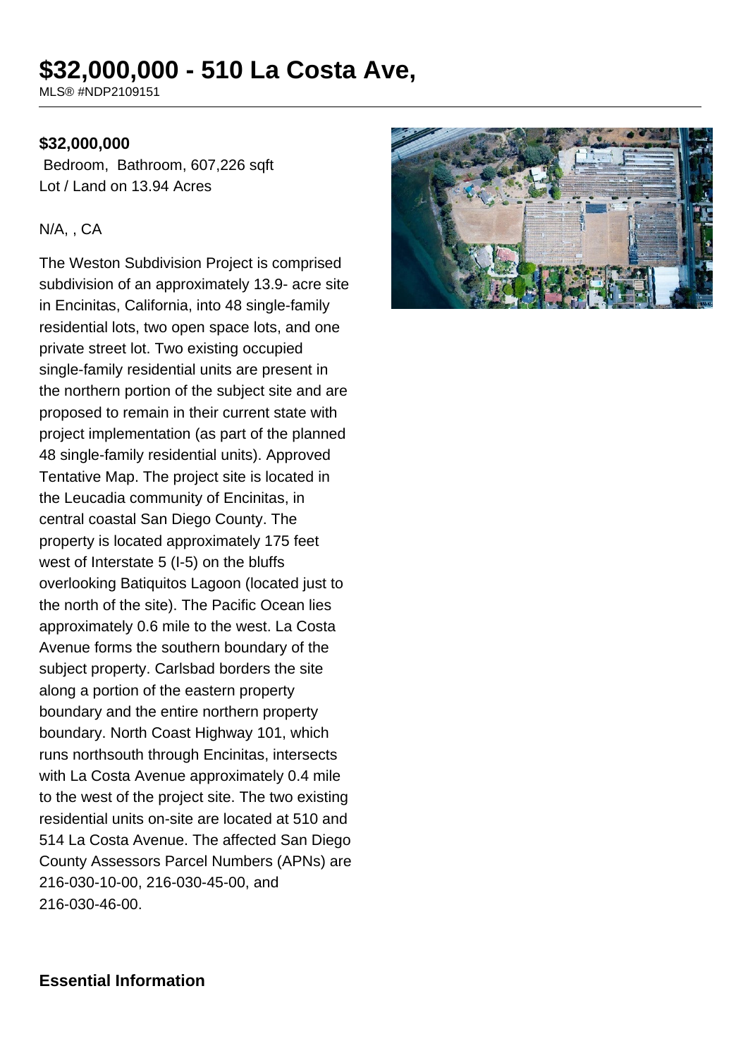# $32,000,000 - 510 La Costa Ave,

MLS® #NDP2109151

**$32,000,000**

Bedroom, Bathroom, 607,226 sqft
Lot / Land on 13.94 Acres

N/A, , CA

The Weston Subdivision Project is comprised subdivision of an approximately 13.9- acre site in Encinitas, California, into 48 single-family residential lots, two open space lots, and one private street lot. Two existing occupied single-family residential units are present in the northern portion of the subject site and are proposed to remain in their current state with project implementation (as part of the planned 48 single-family residential units). Approved Tentative Map. The project site is located in the Leucadia community of Encinitas, in central coastal San Diego County. The property is located approximately 175 feet west of Interstate 5 (I-5) on the bluffs overlooking Batiquitos Lagoon (located just to the north of the site). The Pacific Ocean lies approximately 0.6 mile to the west. La Costa Avenue forms the southern boundary of the subject property. Carlsbad borders the site along a portion of the eastern property boundary and the entire northern property boundary. North Coast Highway 101, which runs northsouth through Encinitas, intersects with La Costa Avenue approximately 0.4 mile to the west of the project site. The two existing residential units on-site are located at 510 and 514 La Costa Avenue. The affected San Diego County Assessors Parcel Numbers (APNs) are 216-030-10-00, 216-030-45-00, and 216-030-46-00.

## Essential Information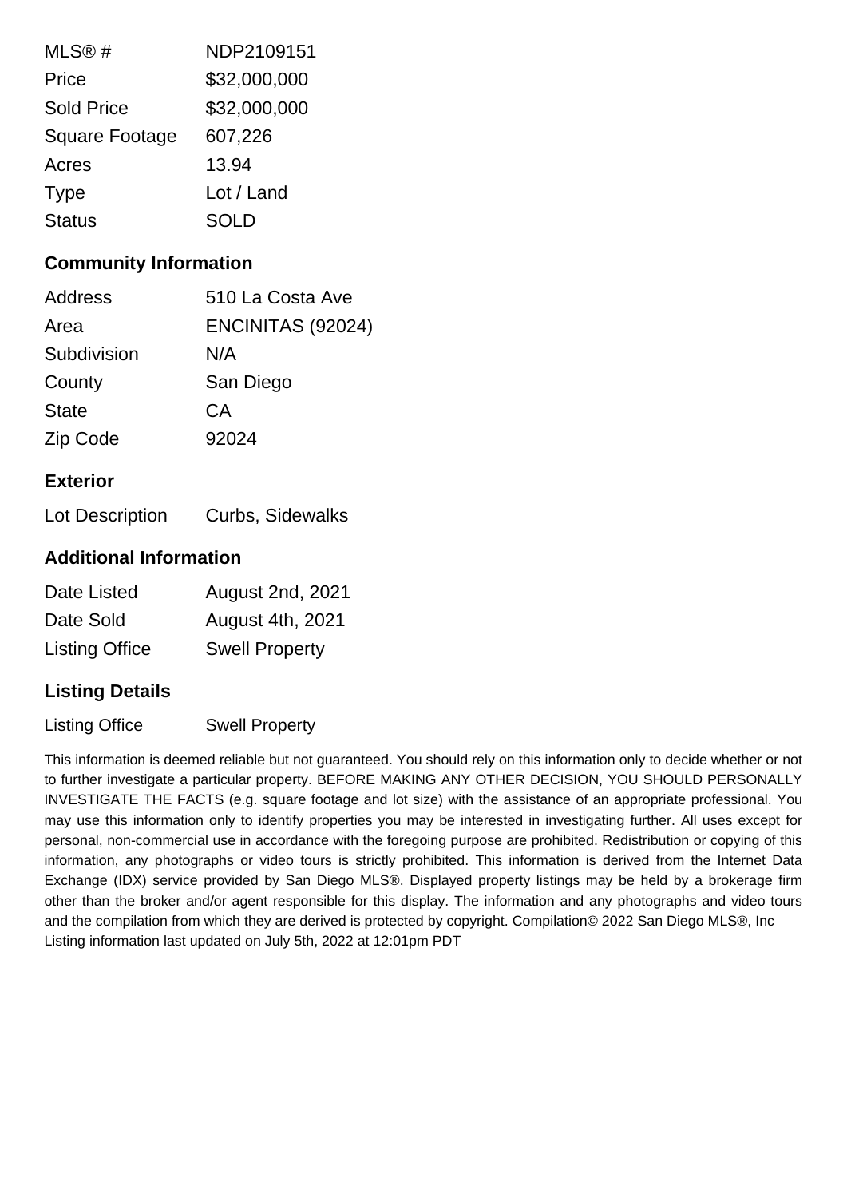| | |
|---|---|
| MLS® # | NDP2109151 |
| Price | $32,000,000 |
| Sold Price | $32,000,000 |
| Square Footage | 607,226 |
| Acres | 13.94 |
| Type | Lot / Land |
| Status | SOLD |

## Community Information

| | |
|---|---|
| Address | 510 La Costa Ave |
| Area | ENCINITAS (92024) |
| Subdivision | N/A |
| County | San Diego |
| State | CA |
| Zip Code | 92024 |

## Exterior

| | |
|---|---|
| Lot Description | Curbs, Sidewalks |

## Additional Information

| | |
|---|---|
| Date Listed | August 2nd, 2021 |
| Date Sold | August 4th, 2021 |
| Listing Office | Swell Property |

## Listing Details

| | |
|---|---|
| Listing Office | Swell Property |

This information is deemed reliable but not guaranteed. You should rely on this information only to decide whether or not to further investigate a particular property. BEFORE MAKING ANY OTHER DECISION, YOU SHOULD PERSONALLY INVESTIGATE THE FACTS (e.g. square footage and lot size) with the assistance of an appropriate professional. You may use this information only to identify properties you may be interested in investigating further. All uses except for personal, non-commercial use in accordance with the foregoing purpose are prohibited. Redistribution or copying of this information, any photographs or video tours is strictly prohibited. This information is derived from the Internet Data Exchange (IDX) service provided by San Diego MLS®. Displayed property listings may be held by a brokerage firm other than the broker and/or agent responsible for this display. The information and any photographs and video tours and the compilation from which they are derived is protected by copyright. Compilation© 2022 San Diego MLS®, Inc
Listing information last updated on July 5th, 2022 at 12:01pm PDT